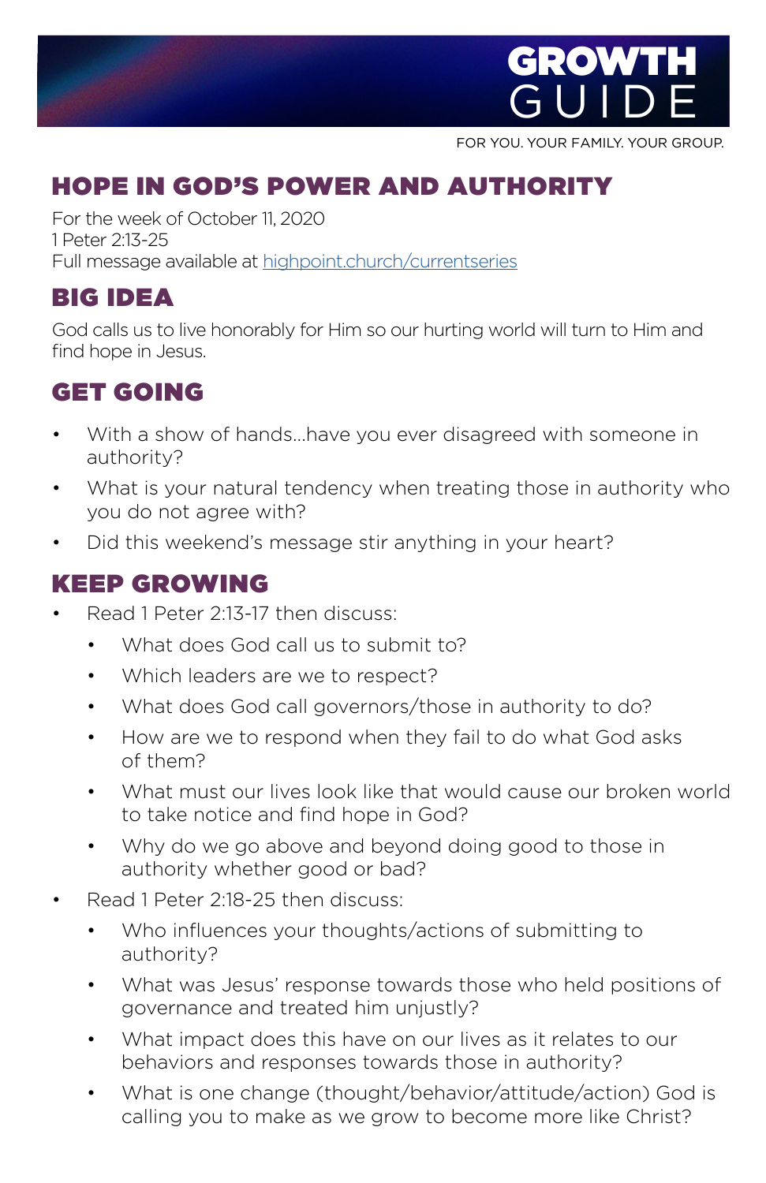# GROWTH GUIDE

FOR YOU. YOUR FAMILY. YOUR GROUP.

## HOPE IN GOD'S POWER AND AUTHORITY

For the week of October 11, 2020
1 Peter 2:13-25
Full message available at [highpoint.church/currentseries](highpoint.church/currentseries)

## BIG IDEA

God calls us to live honorably for Him so our hurting world will turn to Him and find hope in Jesus.

## GET GOING

- With a show of hands...have you ever disagreed with someone in authority?
- What is your natural tendency when treating those in authority who you do not agree with?
- Did this weekend's message stir anything in your heart?

## KEEP GROWING

- Read 1 Peter 2:13-17 then discuss:
  - What does God call us to submit to?
  - Which leaders are we to respect?
  - What does God call governors/those in authority to do?
  - How are we to respond when they fail to do what God asks of them?
  - What must our lives look like that would cause our broken world to take notice and find hope in God?
  - Why do we go above and beyond doing good to those in authority whether good or bad?
- Read 1 Peter 2:18-25 then discuss:
  - Who influences your thoughts/actions of submitting to authority?
  - What was Jesus' response towards those who held positions of governance and treated him unjustly?
  - What impact does this have on our lives as it relates to our behaviors and responses towards those in authority?
  - What is one change (thought/behavior/attitude/action) God is calling you to make as we grow to become more like Christ?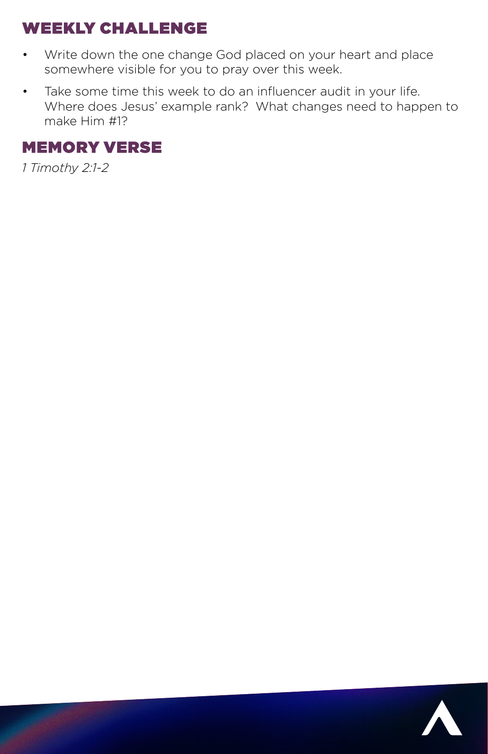## WEEKLY CHALLENGE

- Write down the one change God placed on your heart and place somewhere visible for you to pray over this week.
- Take some time this week to do an influencer audit in your life. Where does Jesus' example rank? What changes need to happen to make Him #1?

## MEMORY VERSE

*1 Timothy 2:1-2*